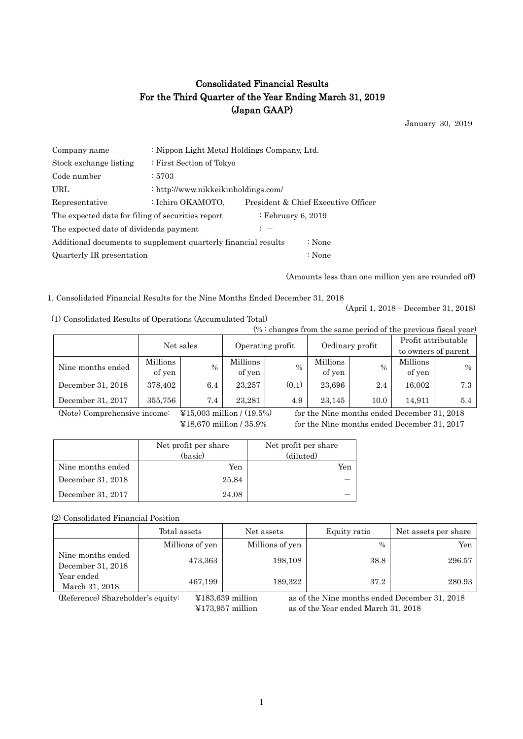# Consolidated Financial Results
# For the Third Quarter of the Year Ending March 31, 2019
# (Japan GAAP)

January 30, 2019

| | |
|---|---|
| Company name | : Nippon Light Metal Holdings Company, Ltd. |
| Stock exchange listing | : First Section of Tokyo |
| Code number | : 5703 |
| URL | : http://www.nikkeikinholdings.com/ |
| Representative | : Ichiro OKAMOTO, President & Chief Executive Officer |
| The expected date for filing of securities report | : February 6, 2019 |
| The expected date of dividends payment | : — |
| Additional documents to supplement quarterly financial results | : None |
| Quarterly IR presentation | : None |

(Amounts less than one million yen are rounded off)

1. Consolidated Financial Results for the Nine Months Ended December 31, 2018

(April 1, 2018－December 31, 2018)

(1) Consolidated Results of Operations (Accumulated Total)

(% : changes from the same period of the previous fiscal year)

| | Net sales | | Operating profit | | Ordinary profit | | Profit attributable to owners of parent | |
|---|---|---|---|---|---|---|---|---|
| Nine months ended | Millions of yen | % | Millions of yen | % | Millions of yen | % | Millions of yen | % |
| December 31, 2018 | 378,402 | 6.4 | 23,257 | (0.1) | 23,696 | 2.4 | 16,002 | 7.3 |
| December 31, 2017 | 355,756 | 7.4 | 23,281 | 4.9 | 23,145 | 10.0 | 14,911 | 5.4 |

(Note) Comprehensive income: ¥15,003 million / (19.5%) for the Nine months ended December 31, 2018
¥18,670 million / 35.9% for the Nine months ended December 31, 2017

| | Net profit per share (basic) | Net profit per share (diluted) |
|---|---|---|
| Nine months ended | Yen | Yen |
| December 31, 2018 | 25.84 | — |
| December 31, 2017 | 24.08 | — |

(2) Consolidated Financial Position

| | Total assets | Net assets | Equity ratio | Net assets per share |
|---|---|---|---|---|
| | Millions of yen | Millions of yen | % | Yen |
| Nine months ended December 31, 2018 | 473,363 | 198,108 | 38.8 | 296.57 |
| Year ended March 31, 2018 | 467,199 | 189,322 | 37.2 | 280.93 |

(Reference) Shareholder's equity: ¥183,639 million as of the Nine months ended December 31, 2018
¥173,957 million as of the Year ended March 31, 2018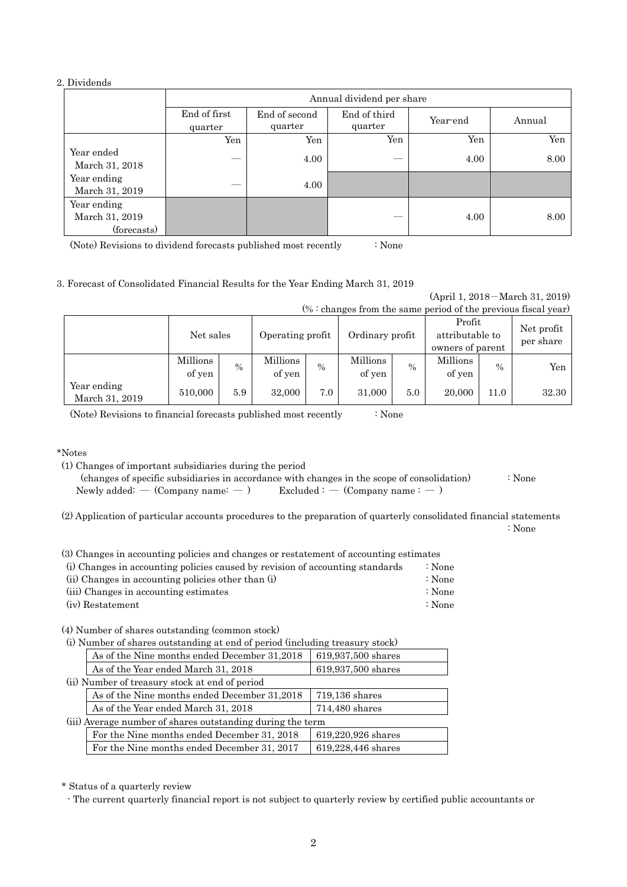2. Dividends

| | Annual dividend per share | | | | |
|---|---|---|---|---|---|
| | End of first quarter | End of second quarter | End of third quarter | Year-end | Annual |
| | Yen | Yen | Yen | Yen | Yen |
| Year ended March 31, 2018 | ― | 4.00 | ― | 4.00 | 8.00 |
| Year ending March 31, 2019 | ― | 4.00 | | | |
| Year ending March 31, 2019 (forecasts) | | | ― | 4.00 | 8.00 |

(Note) Revisions to dividend forecasts published most recently : None

3. Forecast of Consolidated Financial Results for the Year Ending March 31, 2019

(April 1, 2018－March 31, 2019)

(% : changes from the same period of the previous fiscal year)

| | Net sales | | Operating profit | | Ordinary profit | | Profit attributable to owners of parent | | Net profit per share |
|---|---|---|---|---|---|---|---|---|---|
| | Millions of yen | % | Millions of yen | % | Millions of yen | % | Millions of yen | % | Yen |
| Year ending March 31, 2019 | 510,000 | 5.9 | 32,000 | 7.0 | 31,000 | 5.0 | 20,000 | 11.0 | 32.30 |

(Note) Revisions to financial forecasts published most recently : None

*Notes

(1) Changes of important subsidiaries during the period
(changes of specific subsidiaries in accordance with changes in the scope of consolidation) : None
Newly added: ― (Company name: ― ) Excluded : ― (Company name : ― )

(2) Application of particular accounts procedures to the preparation of quarterly consolidated financial statements : None

(3) Changes in accounting policies and changes or restatement of accounting estimates
(i) Changes in accounting policies caused by revision of accounting standards : None
(ii) Changes in accounting policies other than (i) : None
(iii) Changes in accounting estimates : None
(iv) Restatement : None

(4) Number of shares outstanding (common stock)

(i) Number of shares outstanding at end of period (including treasury stock)

| | |
|---|---|
| As of the Nine months ended December 31,2018 | 619,937,500 shares |
| As of the Year ended March 31, 2018 | 619,937,500 shares |

(ii) Number of treasury stock at end of period

| | |
|---|---|
| As of the Nine months ended December 31,2018 | 719,136 shares |
| As of the Year ended March 31, 2018 | 714,480 shares |

(iii) Average number of shares outstanding during the term

| | |
|---|---|
| For the Nine months ended December 31, 2018 | 619,220,926 shares |
| For the Nine months ended December 31, 2017 | 619,228,446 shares |

* Status of a quarterly review

- The current quarterly financial report is not subject to quarterly review by certified public accountants or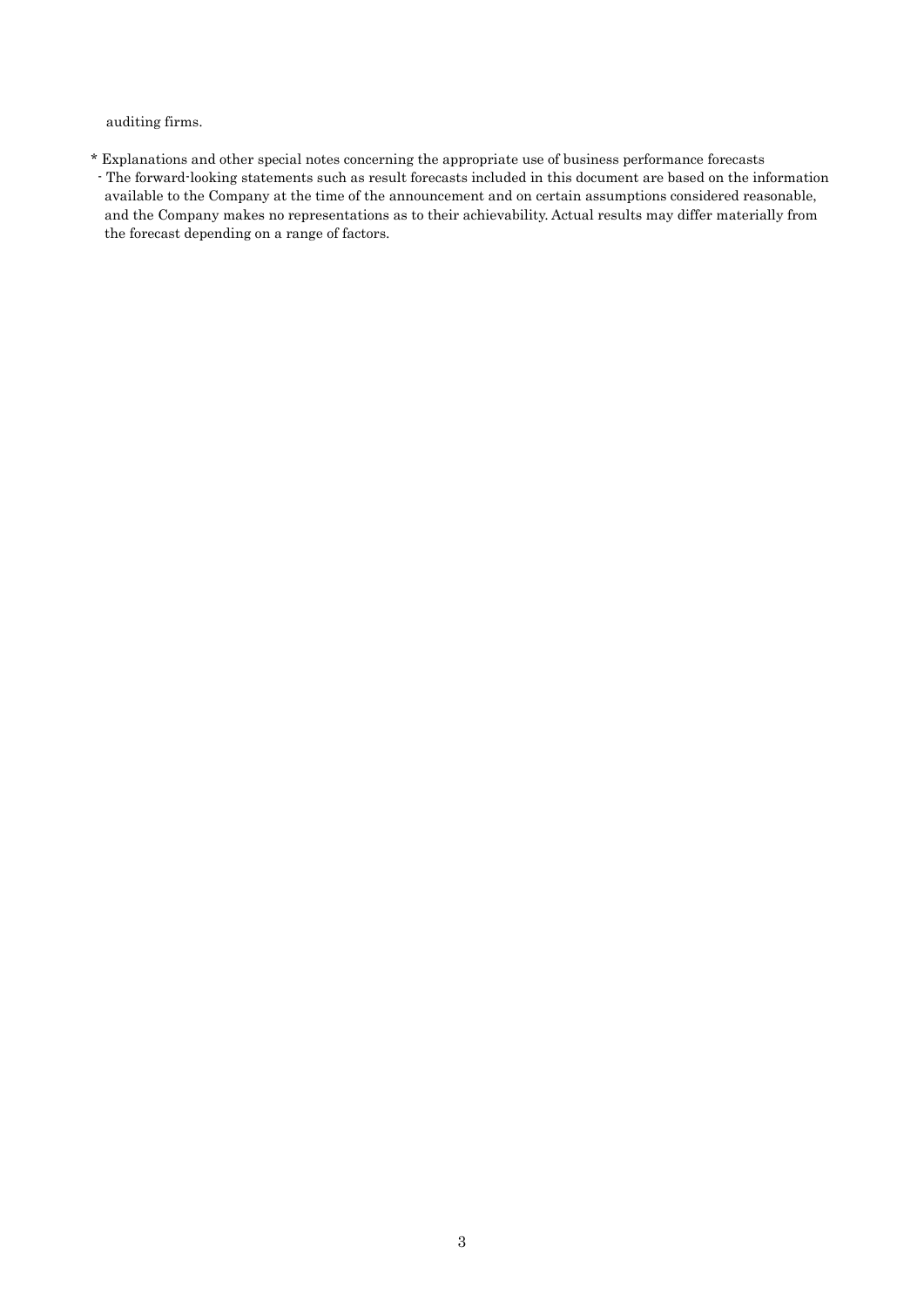auditing firms.

* Explanations and other special notes concerning the appropriate use of business performance forecasts
  - The forward-looking statements such as result forecasts included in this document are based on the information available to the Company at the time of the announcement and on certain assumptions considered reasonable, and the Company makes no representations as to their achievability. Actual results may differ materially from the forecast depending on a range of factors.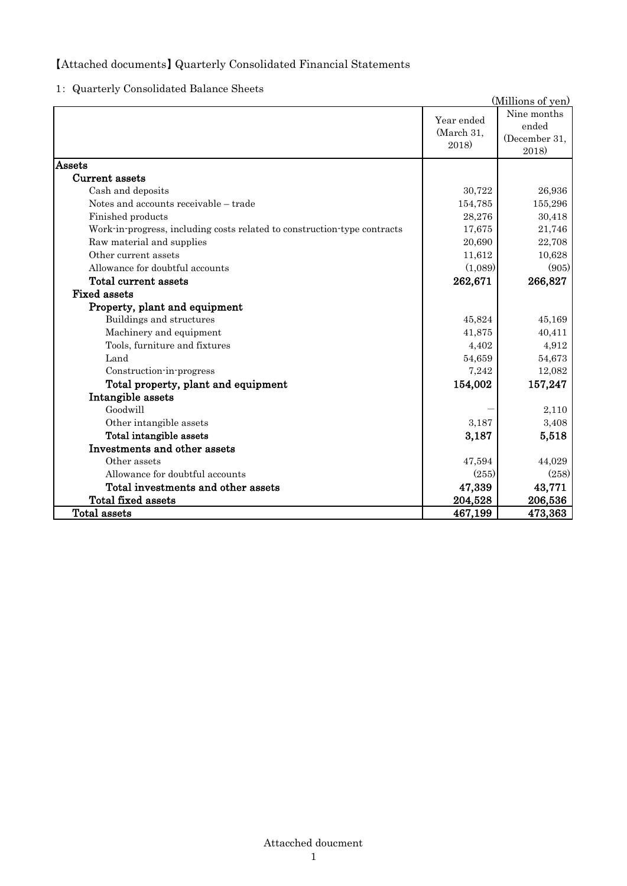【Attached documents】Quarterly Consolidated Financial Statements

1: Quarterly Consolidated Balance Sheets

(Millions of yen)

| | Year ended (March 31, 2018) | Nine months ended (December 31, 2018) |
|---|---|---|
| **Assets** | | |
| **Current assets** | | |
| Cash and deposits | 30,722 | 26,936 |
| Notes and accounts receivable – trade | 154,785 | 155,296 |
| Finished products | 28,276 | 30,418 |
| Work-in-progress, including costs related to construction-type contracts | 17,675 | 21,746 |
| Raw material and supplies | 20,690 | 22,708 |
| Other current assets | 11,612 | 10,628 |
| Allowance for doubtful accounts | (1,089) | (905) |
| **Total current assets** | **262,671** | **266,827** |
| **Fixed assets** | | |
| **Property, plant and equipment** | | |
| Buildings and structures | 45,824 | 45,169 |
| Machinery and equipment | 41,875 | 40,411 |
| Tools, furniture and fixtures | 4,402 | 4,912 |
| Land | 54,659 | 54,673 |
| Construction-in-progress | 7,242 | 12,082 |
| **Total property, plant and equipment** | **154,002** | **157,247** |
| **Intangible assets** | | |
| Goodwill | — | 2,110 |
| Other intangible assets | 3,187 | 3,408 |
| **Total intangible assets** | **3,187** | **5,518** |
| **Investments and other assets** | | |
| Other assets | 47,594 | 44,029 |
| Allowance for doubtful accounts | (255) | (258) |
| **Total investments and other assets** | **47,339** | **43,771** |
| **Total fixed assets** | **204,528** | **206,536** |
| **Total assets** | **467,199** | **473,363** |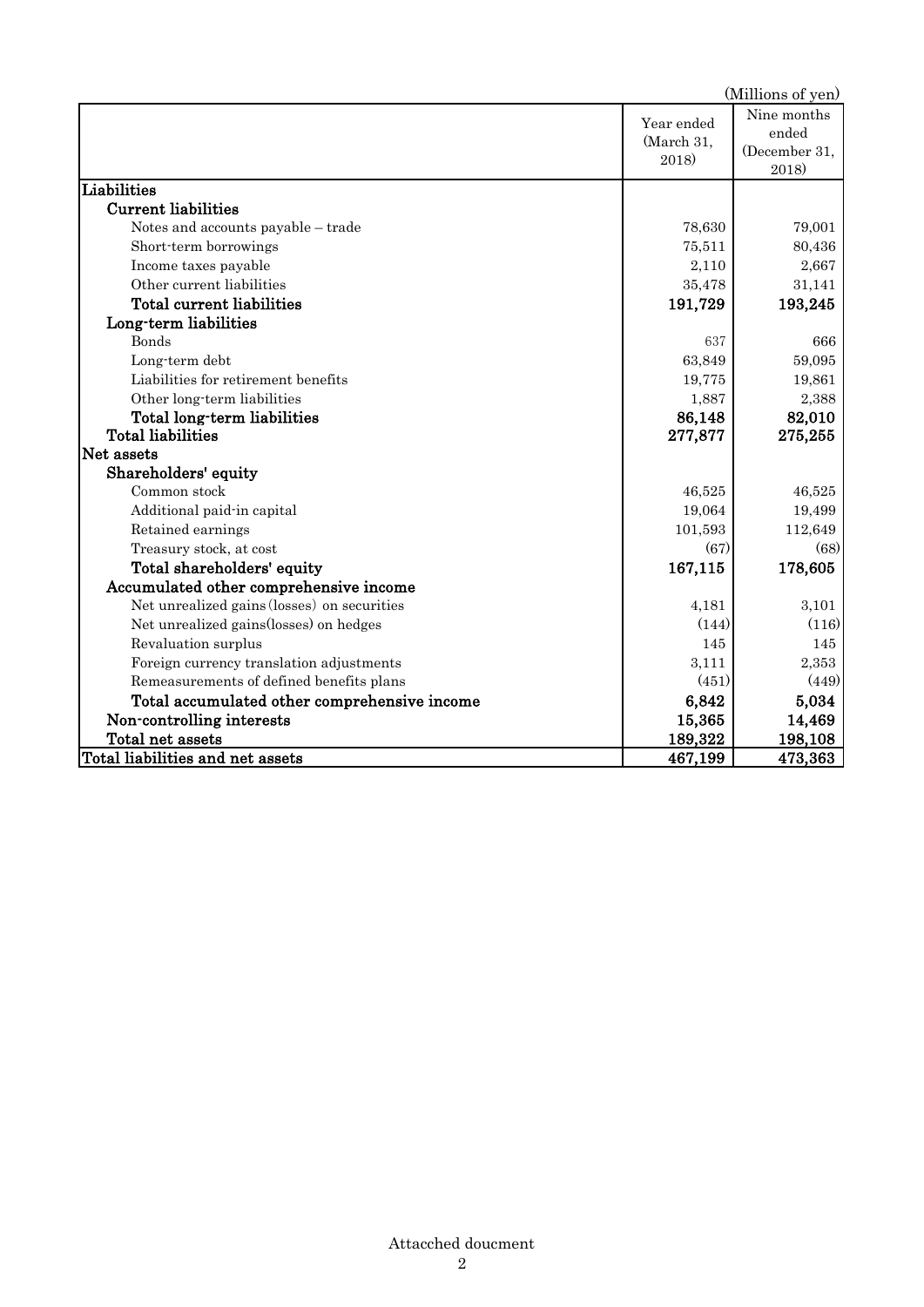(Millions of yen)

| | Year ended (March 31, 2018) | Nine months ended (December 31, 2018) |
|---|---|---|
| **Liabilities** | | |
| **Current liabilities** | | |
| Notes and accounts payable – trade | 78,630 | 79,001 |
| Short-term borrowings | 75,511 | 80,436 |
| Income taxes payable | 2,110 | 2,667 |
| Other current liabilities | 35,478 | 31,141 |
| **Total current liabilities** | **191,729** | **193,245** |
| **Long-term liabilities** | | |
| Bonds | 637 | 666 |
| Long-term debt | 63,849 | 59,095 |
| Liabilities for retirement benefits | 19,775 | 19,861 |
| Other long-term liabilities | 1,887 | 2,388 |
| **Total long-term liabilities** | **86,148** | **82,010** |
| **Total liabilities** | **277,877** | **275,255** |
| **Net assets** | | |
| **Shareholders' equity** | | |
| Common stock | 46,525 | 46,525 |
| Additional paid-in capital | 19,064 | 19,499 |
| Retained earnings | 101,593 | 112,649 |
| Treasury stock, at cost | (67) | (68) |
| **Total shareholders' equity** | **167,115** | **178,605** |
| **Accumulated other comprehensive income** | | |
| Net unrealized gains (losses) on securities | 4,181 | 3,101 |
| Net unrealized gains(losses) on hedges | (144) | (116) |
| Revaluation surplus | 145 | 145 |
| Foreign currency translation adjustments | 3,111 | 2,353 |
| Remeasurements of defined benefits plans | (451) | (449) |
| **Total accumulated other comprehensive income** | **6,842** | **5,034** |
| **Non-controlling interests** | **15,365** | **14,469** |
| **Total net assets** | **189,322** | **198,108** |
| **Total liabilities and net assets** | **467,199** | **473,363** |

Attacched doucment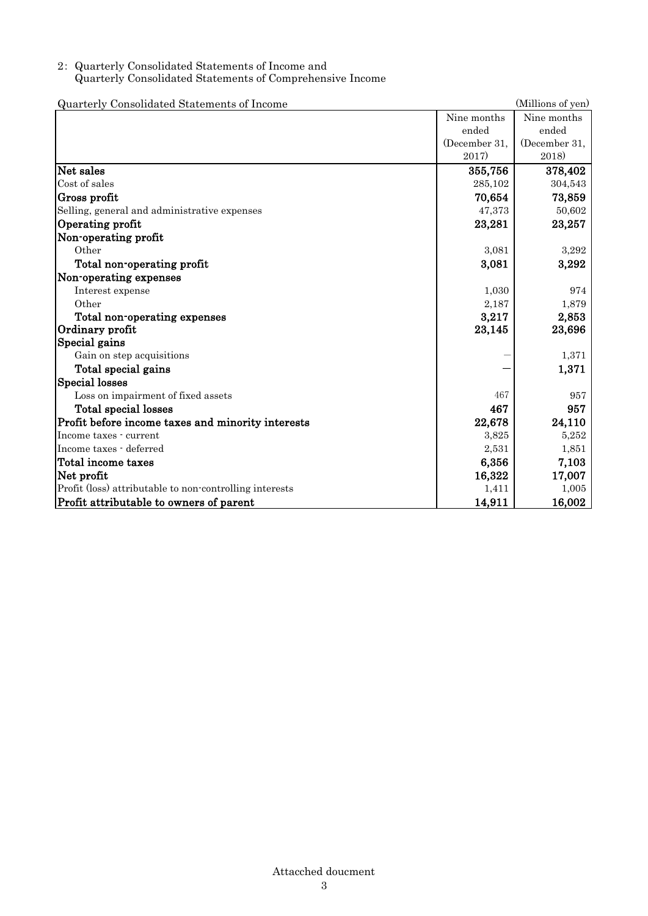2: Quarterly Consolidated Statements of Income and
Quarterly Consolidated Statements of Comprehensive Income

Quarterly Consolidated Statements of Income (Millions of yen)

| | Nine months ended (December 31, 2017) | Nine months ended (December 31, 2018) |
|---|---|---|
| **Net sales** | **355,756** | **378,402** |
| Cost of sales | 285,102 | 304,543 |
| **Gross profit** | **70,654** | **73,859** |
| Selling, general and administrative expenses | 47,373 | 50,602 |
| **Operating profit** | **23,281** | **23,257** |
| **Non-operating profit** | | |
| Other | 3,081 | 3,292 |
| **Total non-operating profit** | **3,081** | **3,292** |
| **Non-operating expenses** | | |
| Interest expense | 1,030 | 974 |
| Other | 2,187 | 1,879 |
| **Total non-operating expenses** | **3,217** | **2,853** |
| **Ordinary profit** | **23,145** | **23,696** |
| **Special gains** | | |
| Gain on step acquisitions | ― | 1,371 |
| **Total special gains** | **―** | **1,371** |
| **Special losses** | | |
| Loss on impairment of fixed assets | 467 | 957 |
| **Total special losses** | **467** | **957** |
| **Profit before income taxes and minority interests** | **22,678** | **24,110** |
| Income taxes - current | 3,825 | 5,252 |
| Income taxes - deferred | 2,531 | 1,851 |
| **Total income taxes** | **6,356** | **7,103** |
| **Net profit** | **16,322** | **17,007** |
| Profit (loss) attributable to non-controlling interests | 1,411 | 1,005 |
| **Profit attributable to owners of parent** | **14,911** | **16,002** |

Attacched doucment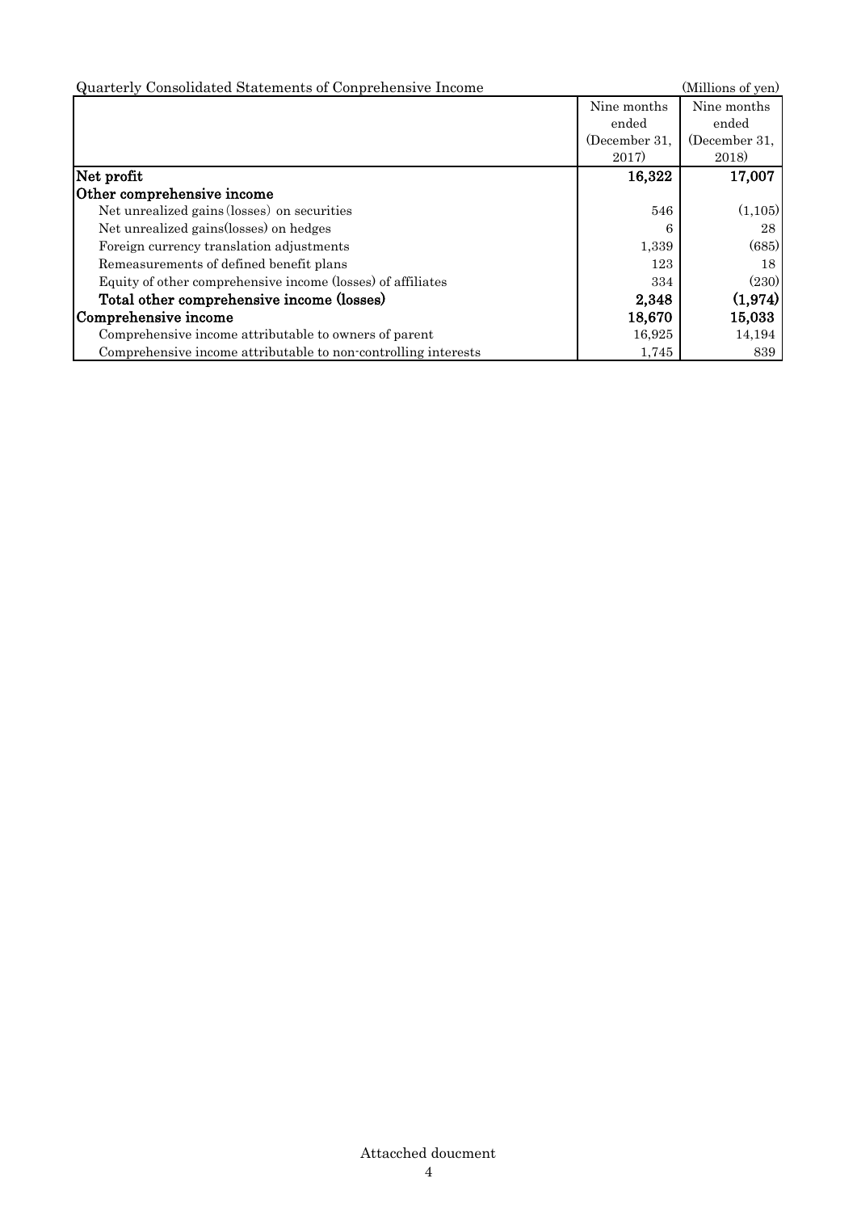Quarterly Consolidated Statements of Conprehensive Income

(Millions of yen)

| | Nine months ended (December 31, 2017) | Nine months ended (December 31, 2018) |
|---|---|---|
| **Net profit** | **16,322** | **17,007** |
| **Other comprehensive income** | | |
| Net unrealized gains (losses) on securities | 546 | (1,105) |
| Net unrealized gains(losses) on hedges | 6 | 28 |
| Foreign currency translation adjustments | 1,339 | (685) |
| Remeasurements of defined benefit plans | 123 | 18 |
| Equity of other comprehensive income (losses) of affiliates | 334 | (230) |
| **Total other comprehensive income (losses)** | **2,348** | **(1,974)** |
| **Comprehensive income** | **18,670** | **15,033** |
| Comprehensive income attributable to owners of parent | 16,925 | 14,194 |
| Comprehensive income attributable to non-controlling interests | 1,745 | 839 |

Attacched doucment